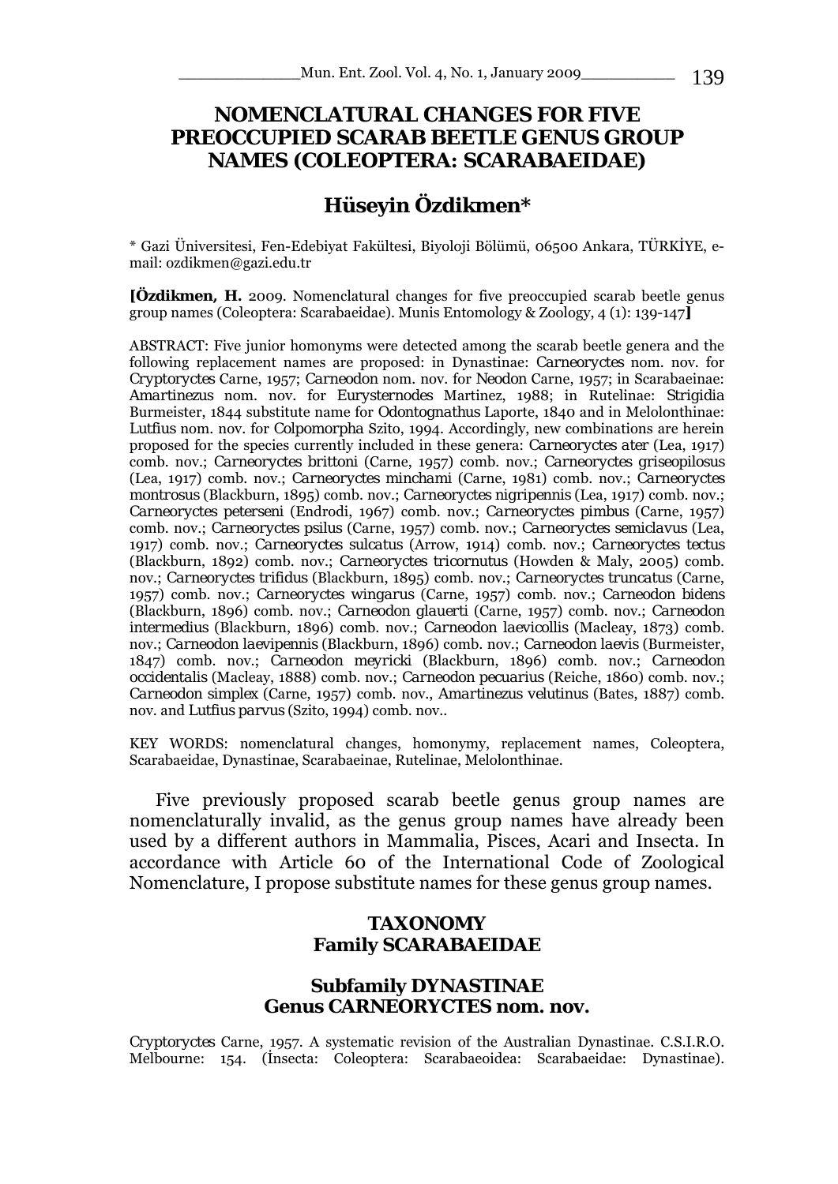# NOMENCLATURAL CHANGES FOR FIVE PREOCCUPIED SCARAB BEETLE GENUS GROUP NAMES (COLEOPTERA: SCARABAEIDAE)

## Hüseyin Özdikmen*

\* Gazi Üniversitesi, Fen-Edebiyat Fakültesi, Biyoloji Bölümü, 06500 Ankara, TÜRKİYE, e-mail: ozdikmen@gazi.edu.tr

**[Özdikmen, H.** 2009. Nomenclatural changes for five preoccupied scarab beetle genus group names (Coleoptera: Scarabaeidae). Munis Entomology & Zoology, 4 (1): 139-147**]**

ABSTRACT: Five junior homonyms were detected among the scarab beetle genera and the following replacement names are proposed: in Dynastinae: *Carneoryctes* nom. nov. for *Cryptoryctes* Carne, 1957; *Carneodon* nom. nov. for *Neodon* Carne, 1957; in Scarabaeinae: *Amartinezus* nom. nov. for *Eurysternodes* Martinez, 1988; in Rutelinae: *Strigidia* Burmeister, 1844 substitute name for *Odontognathus* Laporte, 1840 and in Melolonthinae: *Lutfius* nom. nov. for *Colpomorpha* Szito, 1994. Accordingly, new combinations are herein proposed for the species currently included in these genera: *Carneoryctes ater* (Lea, 1917) comb. nov.; *Carneoryctes brittoni* (Carne, 1957) comb. nov.; *Carneoryctes griseopilosus* (Lea, 1917) comb. nov.; *Carneoryctes minchami* (Carne, 1981) comb. nov.; *Carneoryctes montrosus* (Blackburn, 1895) comb. nov.; *Carneoryctes nigripennis* (Lea, 1917) comb. nov.; *Carneoryctes peterseni* (Endrodi, 1967) comb. nov.; *Carneoryctes pimbus* (Carne, 1957) comb. nov.; *Carneoryctes psilus* (Carne, 1957) comb. nov.; *Carneoryctes semiclavus* (Lea, 1917) comb. nov.; *Carneoryctes sulcatus* (Arrow, 1914) comb. nov.; *Carneoryctes tectus* (Blackburn, 1892) comb. nov.; *Carneoryctes tricornutus* (Howden & Maly, 2005) comb. nov.; *Carneoryctes trifidus* (Blackburn, 1895) comb. nov.; *Carneoryctes truncatus* (Carne, 1957) comb. nov.; *Carneoryctes wingarus* (Carne, 1957) comb. nov.; *Carneodon bidens* (Blackburn, 1896) comb. nov.; *Carneodon glauerti* (Carne, 1957) comb. nov.; *Carneodon intermedius* (Blackburn, 1896) comb. nov.; *Carneodon laevicollis* (Macleay, 1873) comb. nov.; *Carneodon laevipennis* (Blackburn, 1896) comb. nov.; *Carneodon laevis* (Burmeister, 1847) comb. nov.; *Carneodon meyricki* (Blackburn, 1896) comb. nov.; *Carneodon occidentalis* (Macleay, 1888) comb. nov.; *Carneodon pecuarius* (Reiche, 1860) comb. nov.; *Carneodon simplex* (Carne, 1957) comb. nov., *Amartinezus velutinus* (Bates, 1887) comb. nov. and *Lutfius parvus* (Szito, 1994) comb. nov..

KEY WORDS: nomenclatural changes, homonymy, replacement names, Coleoptera, Scarabaeidae, Dynastinae, Scarabaeinae, Rutelinae, Melolonthinae.

Five previously proposed scarab beetle genus group names are nomenclaturally invalid, as the genus group names have already been used by a different authors in Mammalia, Pisces, Acari and Insecta. In accordance with Article 60 of the International Code of Zoological Nomenclature, I propose substitute names for these genus group names.

### TAXONOMY
### Family SCARABAEIDAE

### Subfamily DYNASTINAE
### Genus CARNEORYCTES nom. nov.

*Cryptoryctes* Carne, 1957. A systematic revision of the Australian Dynastinae. C.S.I.R.O. Melbourne: 154. (İnsecta: Coleoptera: Scarabaeoidea: Scarabaeidae: Dynastinae).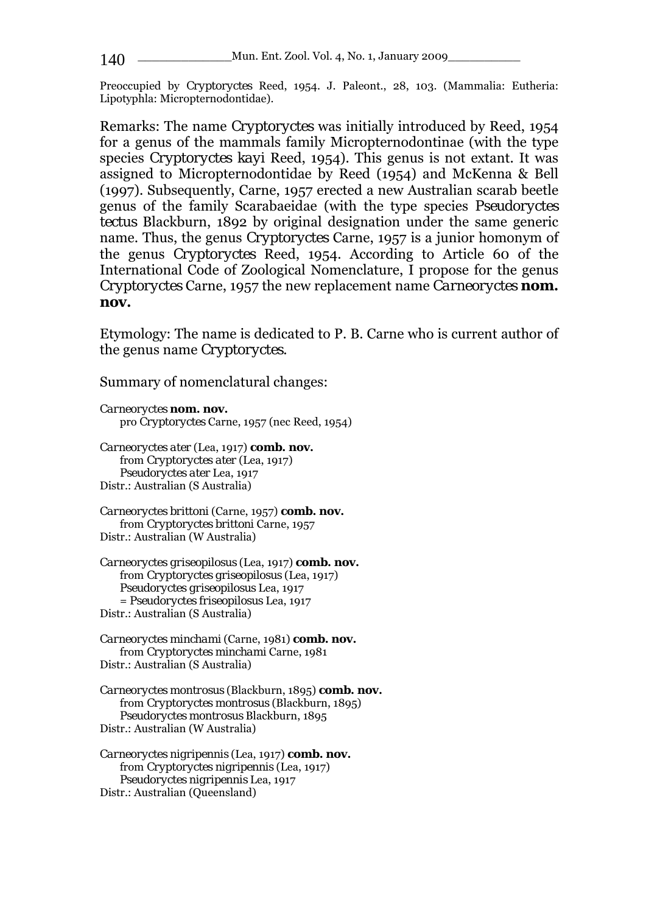Preoccupied by Cryptoryctes Reed, 1954. J. Paleont., 28, 103. (Mammalia: Eutheria: Lipotyphla: Micropternodontidae).

Remarks: The name *Cryptoryctes* was initially introduced by Reed, 1954 for a genus of the mammals family Micropternodontinae (with the type species *Cryptoryctes kayi* Reed, 1954). This genus is not extant. It was assigned to Micropternodontidae by Reed (1954) and McKenna & Bell (1997). Subsequently, Carne, 1957 erected a new Australian scarab beetle genus of the family Scarabaeidae (with the type species *Pseudoryctes tectus* Blackburn, 1892 by original designation under the same generic name. Thus, the genus *Cryptoryctes* Carne, 1957 is a junior homonym of the genus *Cryptoryctes* Reed, 1954. According to Article 60 of the International Code of Zoological Nomenclature, I propose for the genus *Cryptoryctes* Carne, 1957 the new replacement name *Carneoryctes* **nom. nov.**

Etymology: The name is dedicated to P. B. Carne who is current author of the genus name *Cryptoryctes*.

Summary of nomenclatural changes:

*Carneoryctes* **nom. nov.**
pro *Cryptoryctes* Carne, 1957 (nec Reed, 1954)

*Carneoryctes ater* (Lea, 1917) **comb. nov.**
from *Cryptoryctes ater* (Lea, 1917)
*Pseudoryctes ater* Lea, 1917
Distr.: Australian (S Australia)

*Carneoryctes brittoni* (Carne, 1957) **comb. nov.**
from *Cryptoryctes brittoni* Carne, 1957
Distr.: Australian (W Australia)

*Carneoryctes griseopilosus* (Lea, 1917) **comb. nov.**
from *Cryptoryctes griseopilosus* (Lea, 1917)
*Pseudoryctes griseopilosus* Lea, 1917
= *Pseudoryctes friseopilosus* Lea, 1917
Distr.: Australian (S Australia)

*Carneoryctes minchami* (Carne, 1981) **comb. nov.**
from *Cryptoryctes minchami* Carne, 1981
Distr.: Australian (S Australia)

*Carneoryctes montrosus* (Blackburn, 1895) **comb. nov.**
from *Cryptoryctes montrosus* (Blackburn, 1895)
*Pseudoryctes montrosus* Blackburn, 1895
Distr.: Australian (W Australia)

*Carneoryctes nigripennis* (Lea, 1917) **comb. nov.**
from *Cryptoryctes nigripennis* (Lea, 1917)
*Pseudoryctes nigripennis* Lea, 1917
Distr.: Australian (Queensland)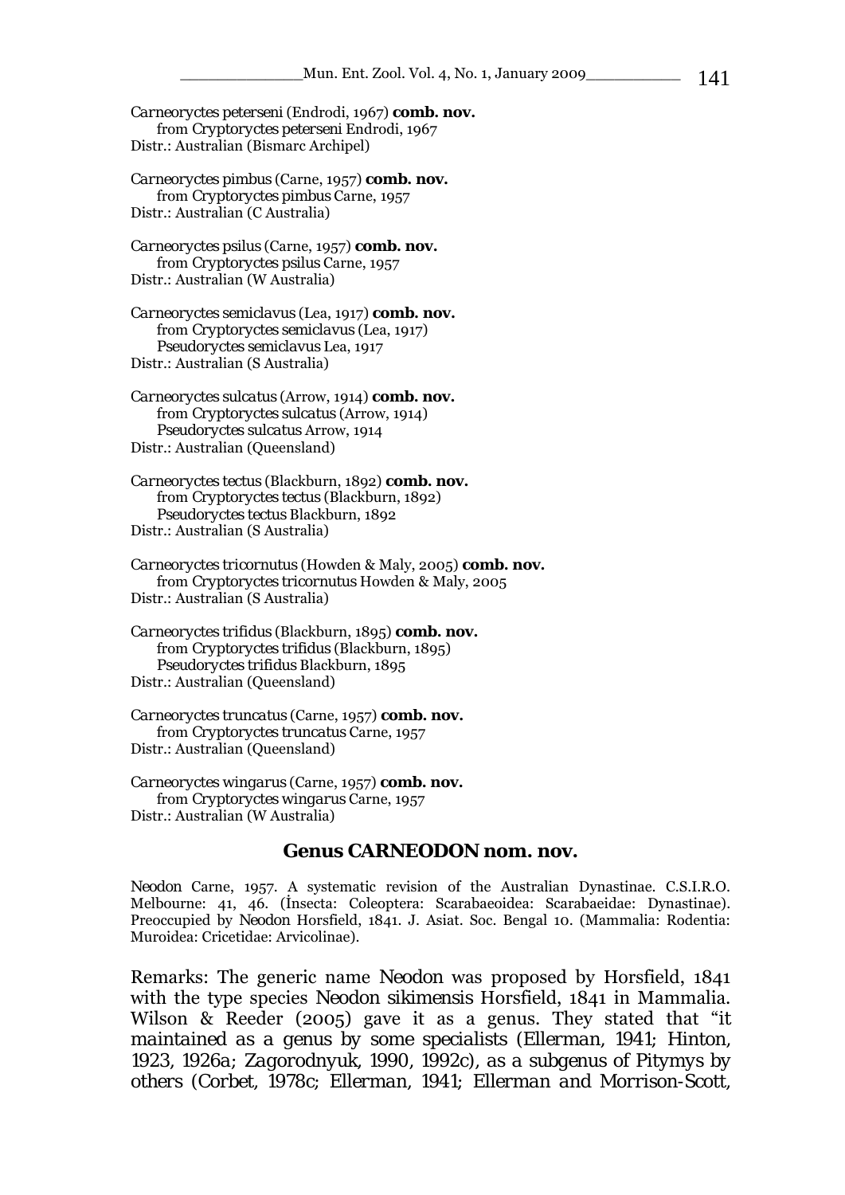*Carneoryctes peterseni* (Endrodi, 1967) **comb. nov.**
 from *Cryptoryctes peterseni* Endrodi, 1967
Distr.: Australian (Bismarc Archipel)

*Carneoryctes pimbus* (Carne, 1957) **comb. nov.**
 from *Cryptoryctes pimbus* Carne, 1957
Distr.: Australian (C Australia)

*Carneoryctes psilus* (Carne, 1957) **comb. nov.**
 from *Cryptoryctes psilus* Carne, 1957
Distr.: Australian (W Australia)

*Carneoryctes semiclavus* (Lea, 1917) **comb. nov.**
 from *Cryptoryctes semiclavus* (Lea, 1917)
 *Pseudoryctes semiclavus* Lea, 1917
Distr.: Australian (S Australia)

*Carneoryctes sulcatus* (Arrow, 1914) **comb. nov.**
 from *Cryptoryctes sulcatus* (Arrow, 1914)
 *Pseudoryctes sulcatus* Arrow, 1914
Distr.: Australian (Queensland)

*Carneoryctes tectus* (Blackburn, 1892) **comb. nov.**
 from *Cryptoryctes tectus* (Blackburn, 1892)
 *Pseudoryctes tectus* Blackburn, 1892
Distr.: Australian (S Australia)

*Carneoryctes tricornutus* (Howden & Maly, 2005) **comb. nov.**
 from *Cryptoryctes tricornutus* Howden & Maly, 2005
Distr.: Australian (S Australia)

*Carneoryctes trifidus* (Blackburn, 1895) **comb. nov.**
 from *Cryptoryctes trifidus* (Blackburn, 1895)
 *Pseudoryctes trifidus* Blackburn, 1895
Distr.: Australian (Queensland)

*Carneoryctes truncatus* (Carne, 1957) **comb. nov.**
 from *Cryptoryctes truncatus* Carne, 1957
Distr.: Australian (Queensland)

*Carneoryctes wingarus* (Carne, 1957) **comb. nov.**
 from *Cryptoryctes wingarus* Carne, 1957
Distr.: Australian (W Australia)

## Genus CARNEODON nom. nov.

*Neodon* Carne, 1957. A systematic revision of the Australian Dynastinae. C.S.I.R.O. Melbourne: 41, 46. (Insecta: Coleoptera: Scarabaeoidea: Scarabaeidae: Dynastinae). Preoccupied by *Neodon* Horsfield, 1841. J. Asiat. Soc. Bengal 10. (Mammalia: Rodentia: Muroidea: Cricetidae: Arvicolinae).

Remarks: The generic name *Neodon* was proposed by Horsfield, 1841 with the type species *Neodon sikimensis* Horsfield, 1841 in Mammalia. Wilson & Reeder (2005) gave it as a genus. They stated that "it maintained as a genus by some specialists (Ellerman, 1941; Hinton, 1923, 1926a; Zagorodnyuk, 1990, 1992c), as a subgenus of Pitymys by others (Corbet, 1978c; Ellerman, 1941; Ellerman and Morrison-Scott,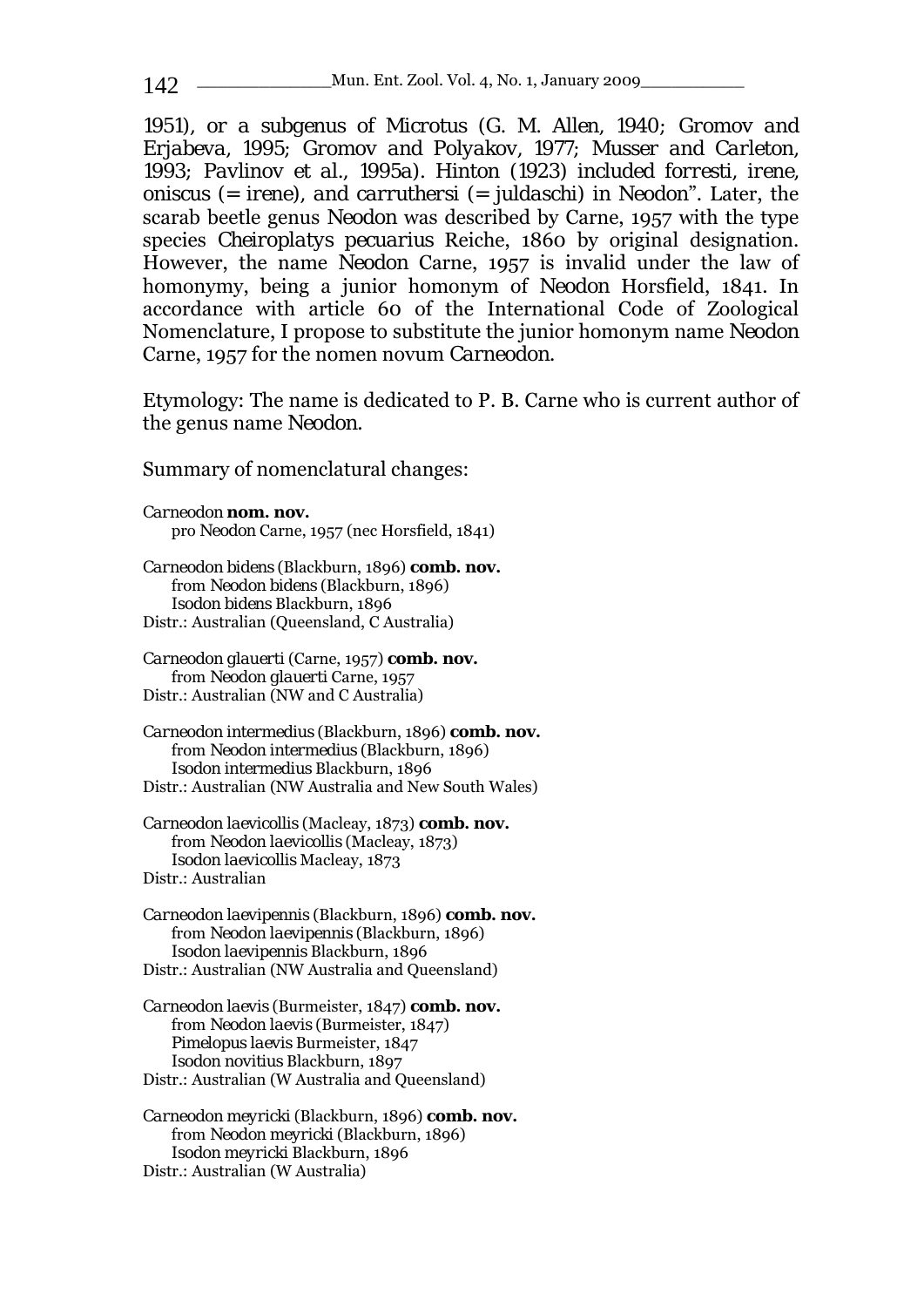1951), or a subgenus of *Microtus* (G. M. Allen, 1940; Gromov and Erjabeva, 1995; Gromov and Polyakov, 1977; Musser and Carleton, 1993; Pavlinov et al., 1995a). Hinton (1923) included *forresti, irene, oniscus* (= *irene*), and *carruthersi* (= *juldaschi*) in *Neodon*". Later, the scarab beetle genus *Neodon* was described by Carne, 1957 with the type species *Cheiroplatys pecuarius* Reiche, 1860 by original designation. However, the name *Neodon* Carne, 1957 is invalid under the law of homonymy, being a junior homonym of *Neodon* Horsfield, 1841. In accordance with article 60 of the International Code of Zoological Nomenclature, I propose to substitute the junior homonym name *Neodon* Carne, 1957 for the nomen novum *Carneodon*.

Etymology: The name is dedicated to P. B. Carne who is current author of the genus name *Neodon*.

Summary of nomenclatural changes:

*Carneodon* **nom. nov.**
  pro *Neodon* Carne, 1957 (nec Horsfield, 1841)

*Carneodon bidens* (Blackburn, 1896) **comb. nov.**
  from *Neodon bidens* (Blackburn, 1896)
  *Isodon bidens* Blackburn, 1896
Distr.: Australian (Queensland, C Australia)

*Carneodon glauerti* (Carne, 1957) **comb. nov.**
  from *Neodon glauerti* Carne, 1957
Distr.: Australian (NW and C Australia)

*Carneodon intermedius* (Blackburn, 1896) **comb. nov.**
  from *Neodon intermedius* (Blackburn, 1896)
  *Isodon intermedius* Blackburn, 1896
Distr.: Australian (NW Australia and New South Wales)

*Carneodon laevicollis* (Macleay, 1873) **comb. nov.**
  from *Neodon laevicollis* (Macleay, 1873)
  *Isodon laevicollis* Macleay, 1873
Distr.: Australian

*Carneodon laevipennis* (Blackburn, 1896) **comb. nov.**
  from *Neodon laevipennis* (Blackburn, 1896)
  *Isodon laevipennis* Blackburn, 1896
Distr.: Australian (NW Australia and Queensland)

*Carneodon laevis* (Burmeister, 1847) **comb. nov.**
  from *Neodon laevis* (Burmeister, 1847)
  *Pimelopus laevis* Burmeister, 1847
  *Isodon novitius* Blackburn, 1897
Distr.: Australian (W Australia and Queensland)

*Carneodon meyricki* (Blackburn, 1896) **comb. nov.**
  from *Neodon meyricki* (Blackburn, 1896)
  *Isodon meyricki* Blackburn, 1896
Distr.: Australian (W Australia)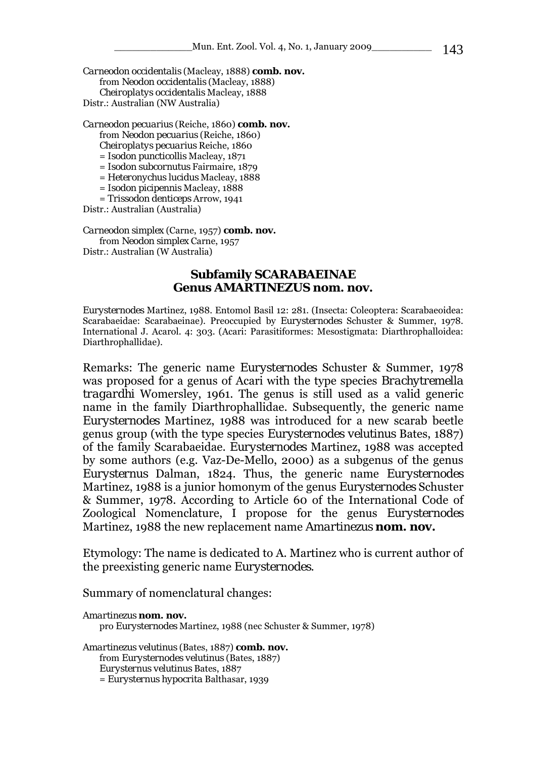*Carneodon occidentalis* (Macleay, 1888) **comb. nov.**
  from *Neodon occidentalis* (Macleay, 1888)
  *Cheiroplatys occidentalis* Macleay, 1888
Distr.: Australian (NW Australia)

*Carneodon pecuarius* (Reiche, 1860) **comb. nov.**
  from *Neodon pecuarius* (Reiche, 1860)
  *Cheiroplatys pecuarius* Reiche, 1860
  = *Isodon puncticollis* Macleay, 1871
  = *Isodon subcornutus* Fairmaire, 1879
  = *Heteronychus lucidus* Macleay, 1888
  = *Isodon picipennis* Macleay, 1888
  = *Trissodon denticeps* Arrow, 1941
Distr.: Australian (Australia)

*Carneodon simplex* (Carne, 1957) **comb. nov.**
  from *Neodon simplex* Carne, 1957
Distr.: Australian (W Australia)

## Subfamily SCARABAEINAE
## Genus AMARTINEZUS nom. nov.

*Eurysternodes* Martinez, 1988. Entomol Basil 12: 281. (Insecta: Coleoptera: Scarabaeoidea: Scarabaeidae: Scarabaeinae). Preoccupied by *Eurysternodes* Schuster & Summer, 1978. International J. Acarol. 4: 303. (Acari: Parasitiformes: Mesostigmata: Diarthrophalloidea: Diarthrophallidae).

Remarks: The generic name *Eurysternodes* Schuster & Summer, 1978 was proposed for a genus of Acari with the type species *Brachytremella tragardhi* Womersley, 1961. The genus is still used as a valid generic name in the family Diarthrophallidae. Subsequently, the generic name *Eurysternodes* Martinez, 1988 was introduced for a new scarab beetle genus group (with the type species *Eurysternodes velutinus* Bates, 1887) of the family Scarabaeidae. *Eurysternodes* Martinez, 1988 was accepted by some authors (e.g. Vaz-De-Mello, 2000) as a subgenus of the genus *Eurysternus* Dalman, 1824. Thus, the generic name *Eurysternodes* Martinez, 1988 is a junior homonym of the genus *Eurysternodes* Schuster & Summer, 1978. According to Article 60 of the International Code of Zoological Nomenclature, I propose for the genus *Eurysternodes* Martinez, 1988 the new replacement name *Amartinezus* **nom. nov.**

Etymology: The name is dedicated to A. Martinez who is current author of the preexisting generic name *Eurysternodes*.

Summary of nomenclatural changes:

*Amartinezus* **nom. nov.**
  pro *Eurysternodes* Martinez, 1988 (nec Schuster & Summer, 1978)

*Amartinezus velutinus* (Bates, 1887) **comb. nov.**
  from *Eurysternodes velutinus* (Bates, 1887)
  *Eurysternus velutinus* Bates, 1887
  = *Eurysternus hypocrita* Balthasar, 1939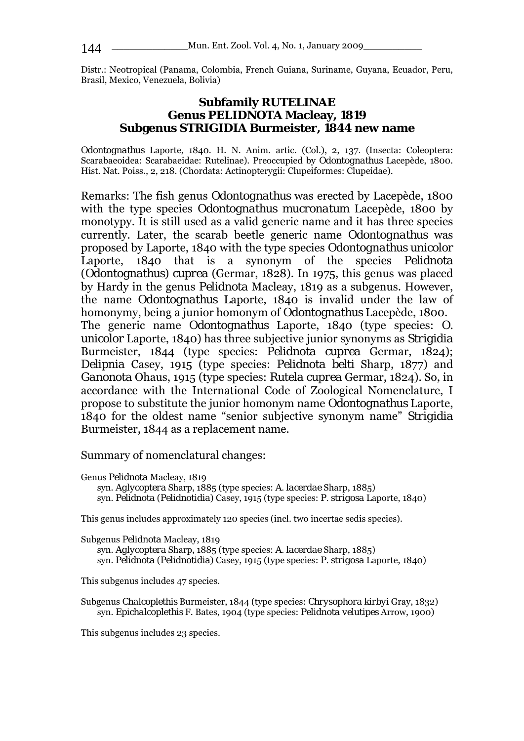Distr.: Neotropical (Panama, Colombia, French Guiana, Suriname, Guyana, Ecuador, Peru, Brasil, Mexico, Venezuela, Bolivia)

## Subfamily RUTELINAE
## Genus PELIDNOTA Macleay, 1819
## Subgenus STRIGIDIA Burmeister, 1844 new name

*Odontognathus* Laporte, 1840. H. N. Anim. artic. (Col.), 2, 137. (Insecta: Coleoptera: Scarabaeoidea: Scarabaeidae: Rutelinae). Preoccupied by *Odontognathus* Lacepède, 1800. Hist. Nat. Poiss., 2, 218. (Chordata: Actinopterygii: Clupeiformes: Clupeidae).

Remarks: The fish genus *Odontognathus* was erected by Lacepède, 1800 with the type species *Odontognathus mucronatum* Lacepède, 1800 by monotypy. It is still used as a valid generic name and it has three species currently. Later, the scarab beetle generic name *Odontognathus* was proposed by Laporte, 1840 with the type species *Odontognathus unicolor* Laporte, 1840 that is a synonym of the species *Pelidnota* (*Odontognathus*) *cuprea* (Germar, 1828). In 1975, this genus was placed by Hardy in the genus *Pelidnota* Macleay, 1819 as a subgenus. However, the name *Odontognathus* Laporte, 1840 is invalid under the law of homonymy, being a junior homonym of *Odontognathus* Lacepède, 1800. The generic name *Odontognathus* Laporte, 1840 (type species: *O. unicolor* Laporte, 1840) has three subjective junior synonyms as *Strigidia* Burmeister, 1844 (type species: *Pelidnota cuprea* Germar, 1824); *Delipnia* Casey, 1915 (type species: *Pelidnota belti* Sharp, 1877) and *Ganonota* Ohaus, 1915 (type species: *Rutela cuprea* Germar, 1824). So, in accordance with the International Code of Zoological Nomenclature, I propose to substitute the junior homonym name *Odontognathus* Laporte, 1840 for the oldest name "senior subjective synonym name" *Strigidia* Burmeister, 1844 as a replacement name.

Summary of nomenclatural changes:

Genus *Pelidnota* Macleay, 1819
- syn. *Aglycoptera* Sharp, 1885 (type species: *A. lacerdae* Sharp, 1885)
- syn. *Pelidnota* (*Pelidnotidia*) Casey, 1915 (type species: *P. strigosa* Laporte, 1840)

This genus includes approximately 120 species (incl. two incertae sedis species).

Subgenus *Pelidnota* Macleay, 1819
- syn. *Aglycoptera* Sharp, 1885 (type species: *A. lacerdae* Sharp, 1885)
- syn. *Pelidnota* (*Pelidnotidia*) Casey, 1915 (type species: *P. strigosa* Laporte, 1840)

This subgenus includes 47 species.

Subgenus *Chalcoplethis* Burmeister, 1844 (type species: *Chrysophora kirbyi* Gray, 1832)
- syn. *Epichalcoplethis* F. Bates, 1904 (type species: *Pelidnota velutipes* Arrow, 1900)

This subgenus includes 23 species.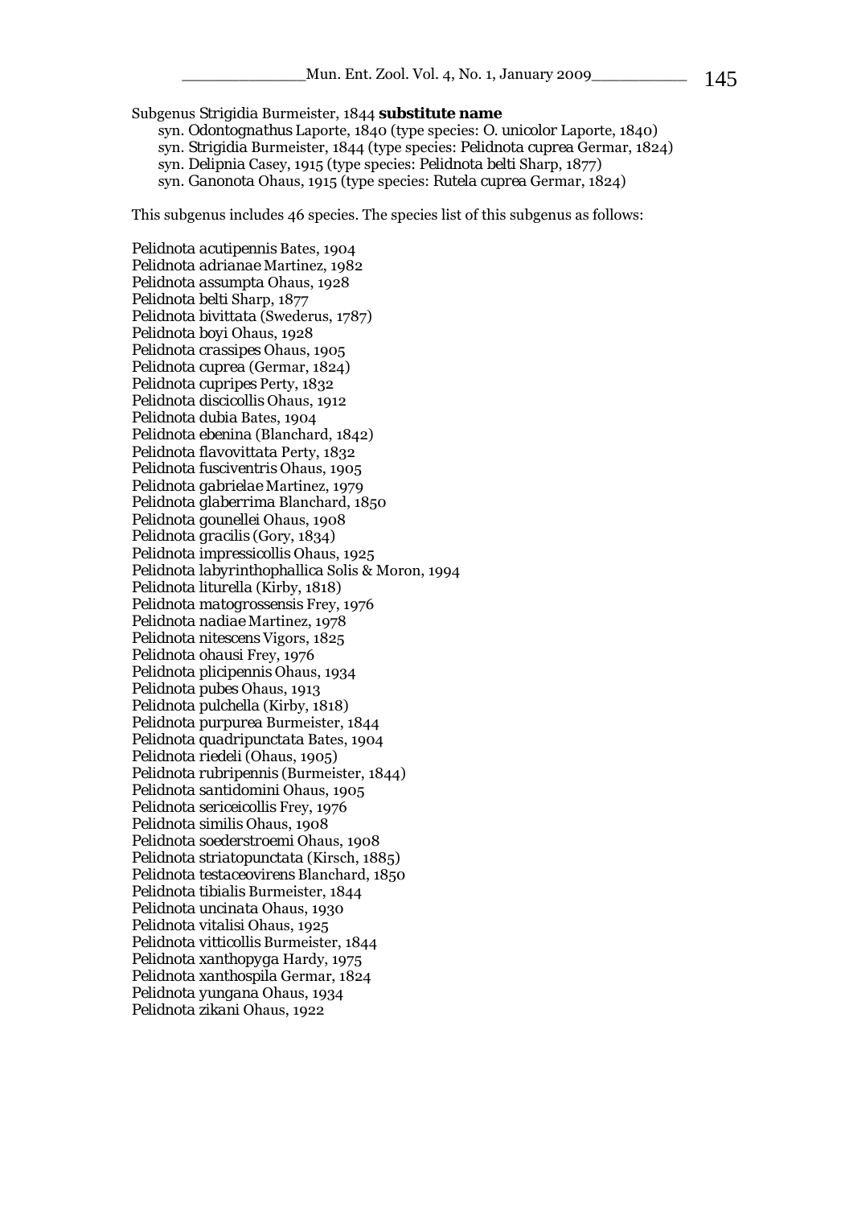Subgenus Strigidia Burmeister, 1844 **substitute name**

syn. Odontognathus Laporte, 1840 (type species: O. unicolor Laporte, 1840)
syn. Strigidia Burmeister, 1844 (type species: Pelidnota cuprea Germar, 1824)
syn. Delipnia Casey, 1915 (type species: Pelidnota belti Sharp, 1877)
syn. Ganonota Ohaus, 1915 (type species: Rutela cuprea Germar, 1824)

This subgenus includes 46 species. The species list of this subgenus as follows:

Pelidnota acutipennis Bates, 1904
Pelidnota adrianae Martinez, 1982
Pelidnota assumpta Ohaus, 1928
Pelidnota belti Sharp, 1877
Pelidnota bivittata (Swederus, 1787)
Pelidnota boyi Ohaus, 1928
Pelidnota crassipes Ohaus, 1905
Pelidnota cuprea (Germar, 1824)
Pelidnota cupripes Perty, 1832
Pelidnota discicollis Ohaus, 1912
Pelidnota dubia Bates, 1904
Pelidnota ebenina (Blanchard, 1842)
Pelidnota flavovittata Perty, 1832
Pelidnota fusciventris Ohaus, 1905
Pelidnota gabrielae Martinez, 1979
Pelidnota glaberrima Blanchard, 1850
Pelidnota gounellei Ohaus, 1908
Pelidnota gracilis (Gory, 1834)
Pelidnota impressicollis Ohaus, 1925
Pelidnota labyrinthophallica Solis & Moron, 1994
Pelidnota liturella (Kirby, 1818)
Pelidnota matogrossensis Frey, 1976
Pelidnota nadiae Martinez, 1978
Pelidnota nitescens Vigors, 1825
Pelidnota ohausi Frey, 1976
Pelidnota plicipennis Ohaus, 1934
Pelidnota pubes Ohaus, 1913
Pelidnota pulchella (Kirby, 1818)
Pelidnota purpurea Burmeister, 1844
Pelidnota quadripunctata Bates, 1904
Pelidnota riedeli (Ohaus, 1905)
Pelidnota rubripennis (Burmeister, 1844)
Pelidnota santidomini Ohaus, 1905
Pelidnota sericeicollis Frey, 1976
Pelidnota similis Ohaus, 1908
Pelidnota soederstroemi Ohaus, 1908
Pelidnota striatopunctata (Kirsch, 1885)
Pelidnota testaceovirens Blanchard, 1850
Pelidnota tibialis Burmeister, 1844
Pelidnota uncinata Ohaus, 1930
Pelidnota vitalisi Ohaus, 1925
Pelidnota vitticollis Burmeister, 1844
Pelidnota xanthopyga Hardy, 1975
Pelidnota xanthospila Germar, 1824
Pelidnota yungana Ohaus, 1934
Pelidnota zikani Ohaus, 1922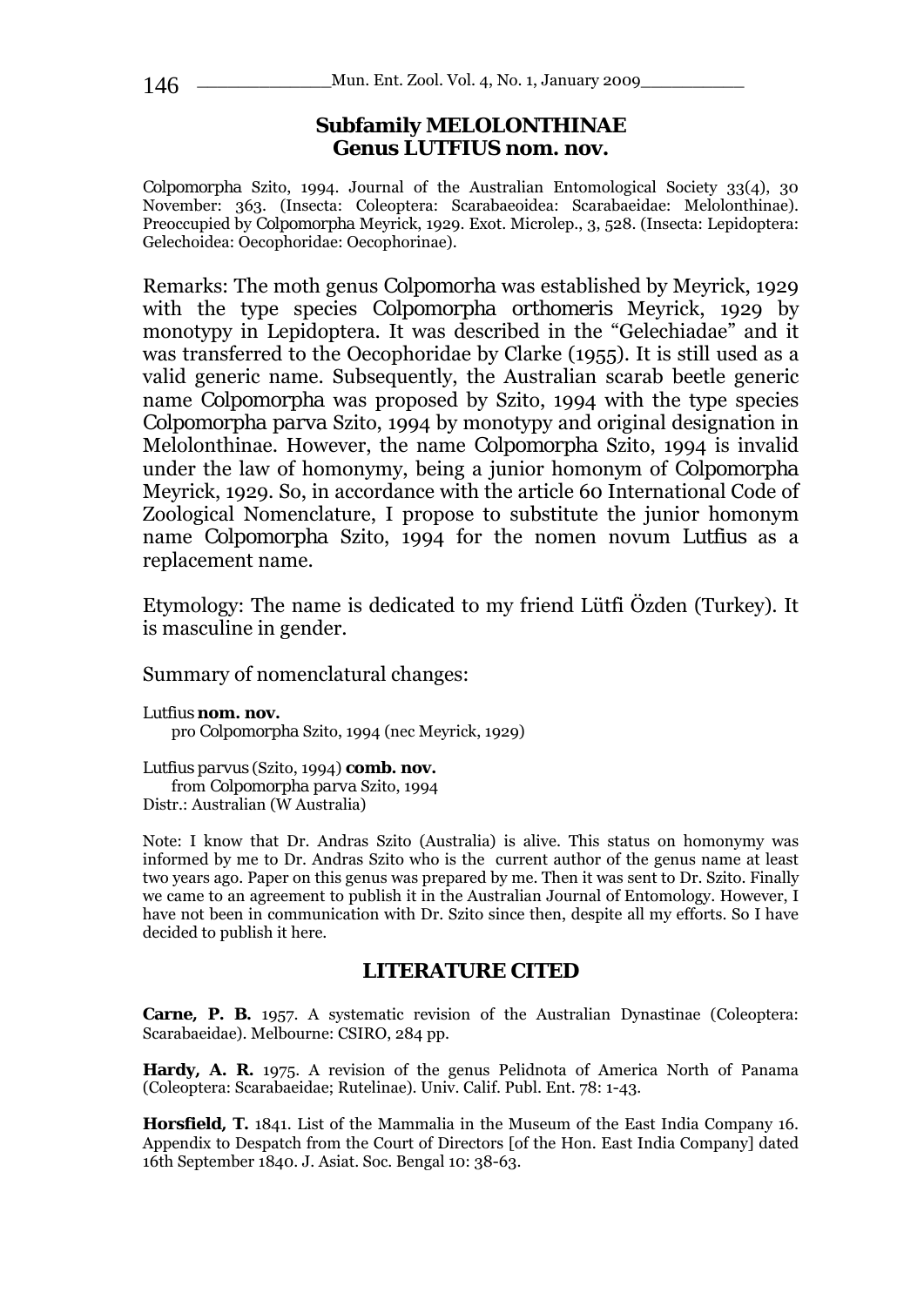## Subfamily MELOLONTHINAE
## Genus LUTFIUS nom. nov.

Colpomorpha Szito, 1994. Journal of the Australian Entomological Society 33(4), 30 November: 363. (Insecta: Coleoptera: Scarabaeoidea: Scarabaeidae: Melolonthinae). Preoccupied by Colpomorpha Meyrick, 1929. Exot. Microlep., 3, 528. (Insecta: Lepidoptera: Gelechoidea: Oecophoridae: Oecophorinae).

Remarks: The moth genus Colpomorha was established by Meyrick, 1929 with the type species Colpomorpha orthomeris Meyrick, 1929 by monotypy in Lepidoptera. It was described in the "Gelechiadae" and it was transferred to the Oecophoridae by Clarke (1955). It is still used as a valid generic name. Subsequently, the Australian scarab beetle generic name Colpomorpha was proposed by Szito, 1994 with the type species Colpomorpha parva Szito, 1994 by monotypy and original designation in Melolonthinae. However, the name Colpomorpha Szito, 1994 is invalid under the law of homonymy, being a junior homonym of Colpomorpha Meyrick, 1929. So, in accordance with the article 60 International Code of Zoological Nomenclature, I propose to substitute the junior homonym name Colpomorpha Szito, 1994 for the nomen novum Lutfius as a replacement name.

Etymology: The name is dedicated to my friend Lütfi Özden (Turkey). It is masculine in gender.

Summary of nomenclatural changes:

Lutfius **nom. nov.**
pro Colpomorpha Szito, 1994 (nec Meyrick, 1929)

Lutfius parvus (Szito, 1994) **comb. nov.**
from Colpomorpha parva Szito, 1994
Distr.: Australian (W Australia)

Note: I know that Dr. Andras Szito (Australia) is alive. This status on homonymy was informed by me to Dr. Andras Szito who is the current author of the genus name at least two years ago. Paper on this genus was prepared by me. Then it was sent to Dr. Szito. Finally we came to an agreement to publish it in the Australian Journal of Entomology. However, I have not been in communication with Dr. Szito since then, despite all my efforts. So I have decided to publish it here.

## LITERATURE CITED

**Carne, P. B.** 1957. A systematic revision of the Australian Dynastinae (Coleoptera: Scarabaeidae). Melbourne: CSIRO, 284 pp.

**Hardy, A. R.** 1975. A revision of the genus Pelidnota of America North of Panama (Coleoptera: Scarabaeidae; Rutelinae). Univ. Calif. Publ. Ent. 78: 1-43.

**Horsfield, T.** 1841. List of the Mammalia in the Museum of the East India Company 16. Appendix to Despatch from the Court of Directors [of the Hon. East India Company] dated 16th September 1840. J. Asiat. Soc. Bengal 10: 38-63.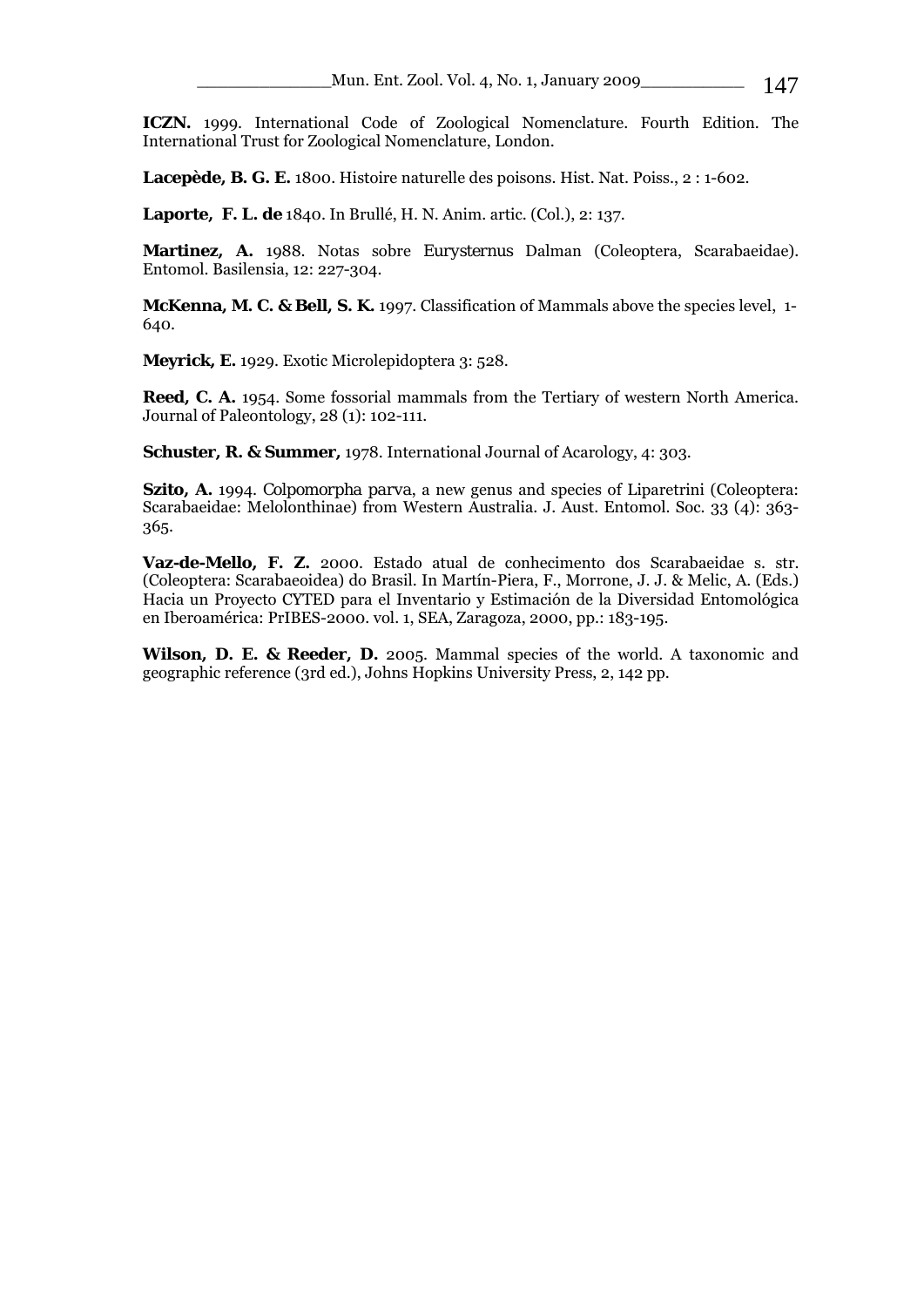**ICZN.** 1999. International Code of Zoological Nomenclature. Fourth Edition. The International Trust for Zoological Nomenclature, London.

**Lacepède, B. G. E.** 1800. Histoire naturelle des poisons. Hist. Nat. Poiss., 2 : 1-602.

**Laporte, F. L. de** 1840. In Brullé, H. N. Anim. artic. (Col.), 2: 137.

**Martinez, A.** 1988. Notas sobre *Eurysternus* Dalman (Coleoptera, Scarabaeidae). Entomol. Basilensia, 12: 227-304.

**McKenna, M. C. & Bell, S. K.** 1997. Classification of Mammals above the species level, 1-640.

**Meyrick, E.** 1929. Exotic Microlepidoptera 3: 528.

**Reed, C. A.** 1954. Some fossorial mammals from the Tertiary of western North America. Journal of Paleontology, 28 (1): 102-111.

**Schuster, R. & Summer,** 1978. International Journal of Acarology, 4: 303.

**Szito, A.** 1994. *Colpomorpha parva*, a new genus and species of Liparetrini (Coleoptera: Scarabaeidae: Melolonthinae) from Western Australia. J. Aust. Entomol. Soc. 33 (4): 363-365.

**Vaz-de-Mello, F. Z.** 2000. Estado atual de conhecimento dos Scarabaeidae s. str. (Coleoptera: Scarabaeoidea) do Brasil. In Martín-Piera, F., Morrone, J. J. & Melic, A. (Eds.) Hacia un Proyecto CYTED para el Inventario y Estimación de la Diversidad Entomológica en Iberoamérica: PrIBES-2000. vol. 1, SEA, Zaragoza, 2000, pp.: 183-195.

**Wilson, D. E. & Reeder, D.** 2005. Mammal species of the world. A taxonomic and geographic reference (3rd ed.), Johns Hopkins University Press, 2, 142 pp.